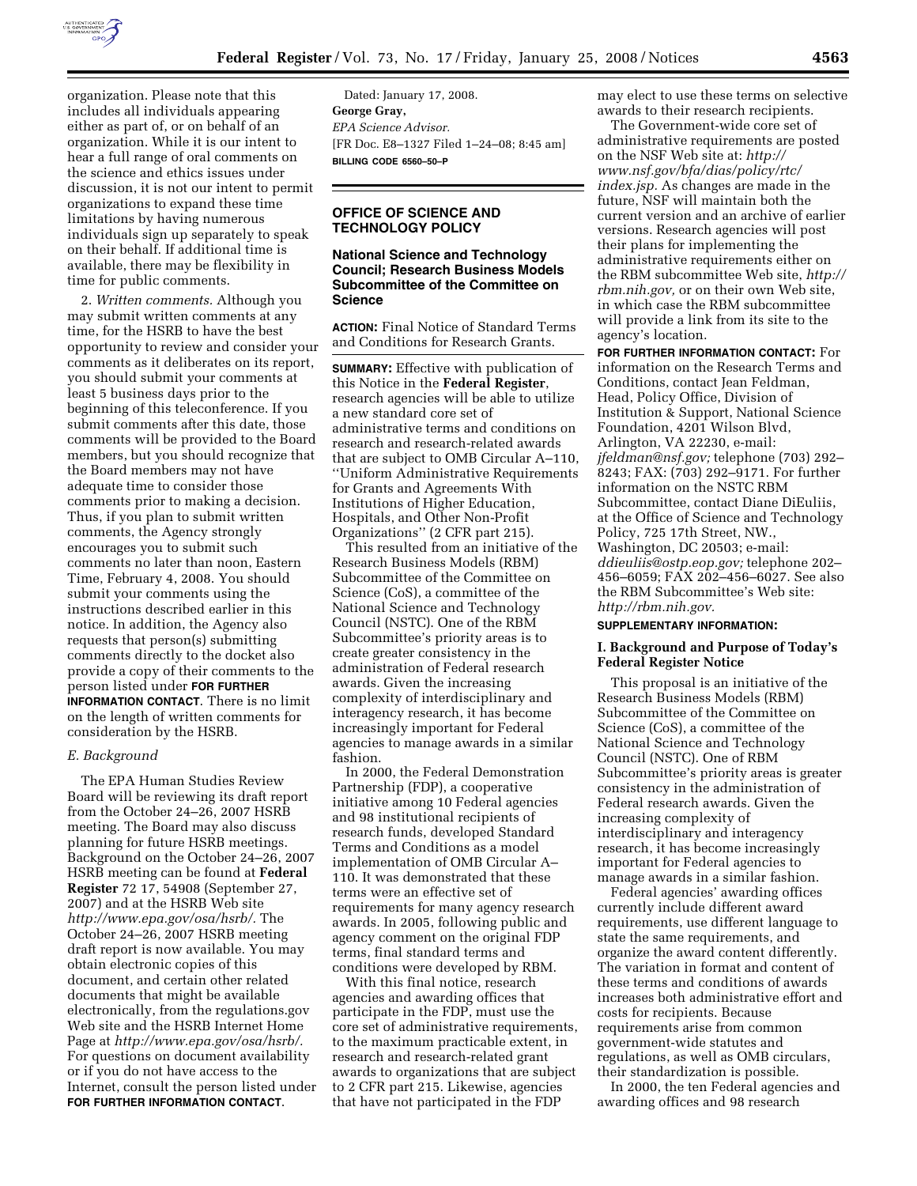organization. Please note that this includes all individuals appearing either as part of, or on behalf of an organization. While it is our intent to hear a full range of oral comments on the science and ethics issues under discussion, it is not our intent to permit organizations to expand these time limitations by having numerous individuals sign up separately to speak on their behalf. If additional time is available, there may be flexibility in time for public comments.

2. *Written comments.* Although you may submit written comments at any time, for the HSRB to have the best opportunity to review and consider your comments as it deliberates on its report, you should submit your comments at least 5 business days prior to the beginning of this teleconference. If you submit comments after this date, those comments will be provided to the Board members, but you should recognize that the Board members may not have adequate time to consider those comments prior to making a decision. Thus, if you plan to submit written comments, the Agency strongly encourages you to submit such comments no later than noon, Eastern Time, February 4, 2008. You should submit your comments using the instructions described earlier in this notice. In addition, the Agency also requests that person(s) submitting comments directly to the docket also provide a copy of their comments to the person listed under **FOR FURTHER INFORMATION CONTACT**. There is no limit on the length of written comments for consideration by the HSRB.

*E. Background*

The EPA Human Studies Review Board will be reviewing its draft report from the October 24–26, 2007 HSRB meeting. The Board may also discuss planning for future HSRB meetings. Background on the October 24–26, 2007 HSRB meeting can be found at **Federal Register** 72 17, 54908 (September 27, 2007) and at the HSRB Web site *http://www.epa.gov/osa/hsrb/.* The October 24–26, 2007 HSRB meeting draft report is now available. You may obtain electronic copies of this document, and certain other related documents that might be available electronically, from the regulations.gov Web site and the HSRB Internet Home Page at *http://www.epa.gov/osa/hsrb/.* For questions on document availability or if you do not have access to the Internet, consult the person listed under **FOR FURTHER INFORMATION CONTACT**.

Dated: January 17, 2008.

**George Gray,**

*EPA Science Advisor.*

[FR Doc. E8–1327 Filed 1–24–08; 8:45 am]

**BILLING CODE 6560–50–P**

## OFFICE OF SCIENCE AND TECHNOLOGY POLICY

### National Science and Technology Council; Research Business Models Subcommittee of the Committee on Science

**ACTION:** Final Notice of Standard Terms and Conditions for Research Grants.

**SUMMARY:** Effective with publication of this Notice in the **Federal Register**, research agencies will be able to utilize a new standard core set of administrative terms and conditions on research and research-related awards that are subject to OMB Circular A–110, ''Uniform Administrative Requirements for Grants and Agreements With Institutions of Higher Education, Hospitals, and Other Non-Profit Organizations'' (2 CFR part 215).

This resulted from an initiative of the Research Business Models (RBM) Subcommittee of the Committee on Science (CoS), a committee of the National Science and Technology Council (NSTC). One of the RBM Subcommittee's priority areas is to create greater consistency in the administration of Federal research awards. Given the increasing complexity of interdisciplinary and interagency research, it has become increasingly important for Federal agencies to manage awards in a similar fashion.

In 2000, the Federal Demonstration Partnership (FDP), a cooperative initiative among 10 Federal agencies and 98 institutional recipients of research funds, developed Standard Terms and Conditions as a model implementation of OMB Circular A–110. It was demonstrated that these terms were an effective set of requirements for many agency research awards. In 2005, following public and agency comment on the original FDP terms, final standard terms and conditions were developed by RBM.

With this final notice, research agencies and awarding offices that participate in the FDP, must use the core set of administrative requirements, to the maximum practicable extent, in research and research-related grant awards to organizations that are subject to 2 CFR part 215. Likewise, agencies that have not participated in the FDP may elect to use these terms on selective awards to their research recipients.

The Government-wide core set of administrative requirements are posted on the NSF Web site at: *http://www.nsf.gov/bfa/dias/policy/rtc/index.jsp.* As changes are made in the future, NSF will maintain both the current version and an archive of earlier versions. Research agencies will post their plans for implementing the administrative requirements either on the RBM subcommittee Web site, *http://rbm.nih.gov,* or on their own Web site, in which case the RBM subcommittee will provide a link from its site to the agency's location.

**FOR FURTHER INFORMATION CONTACT:** For information on the Research Terms and Conditions, contact Jean Feldman, Head, Policy Office, Division of Institution & Support, National Science Foundation, 4201 Wilson Blvd, Arlington, VA 22230, e-mail: *jfeldman@nsf.gov;* telephone (703) 292–8243; FAX: (703) 292–9171. For further information on the NSTC RBM Subcommittee, contact Diane DiEuliis, at the Office of Science and Technology Policy, 725 17th Street, NW., Washington, DC 20503; e-mail: *ddieuliis@ostp.eop.gov;* telephone 202–456–6059; FAX 202–456–6027. See also the RBM Subcommittee's Web site: *http://rbm.nih.gov.*

**SUPPLEMENTARY INFORMATION:**

#### I. Background and Purpose of Today's Federal Register Notice

This proposal is an initiative of the Research Business Models (RBM) Subcommittee of the Committee on Science (CoS), a committee of the National Science and Technology Council (NSTC). One of RBM Subcommittee's priority areas is greater consistency in the administration of Federal research awards. Given the increasing complexity of interdisciplinary and interagency research, it has become increasingly important for Federal agencies to manage awards in a similar fashion.

Federal agencies' awarding offices currently include different award requirements, use different language to state the same requirements, and organize the award content differently. The variation in format and content of these terms and conditions of awards increases both administrative effort and costs for recipients. Because requirements arise from common government-wide statutes and regulations, as well as OMB circulars, their standardization is possible.

In 2000, the ten Federal agencies and awarding offices and 98 research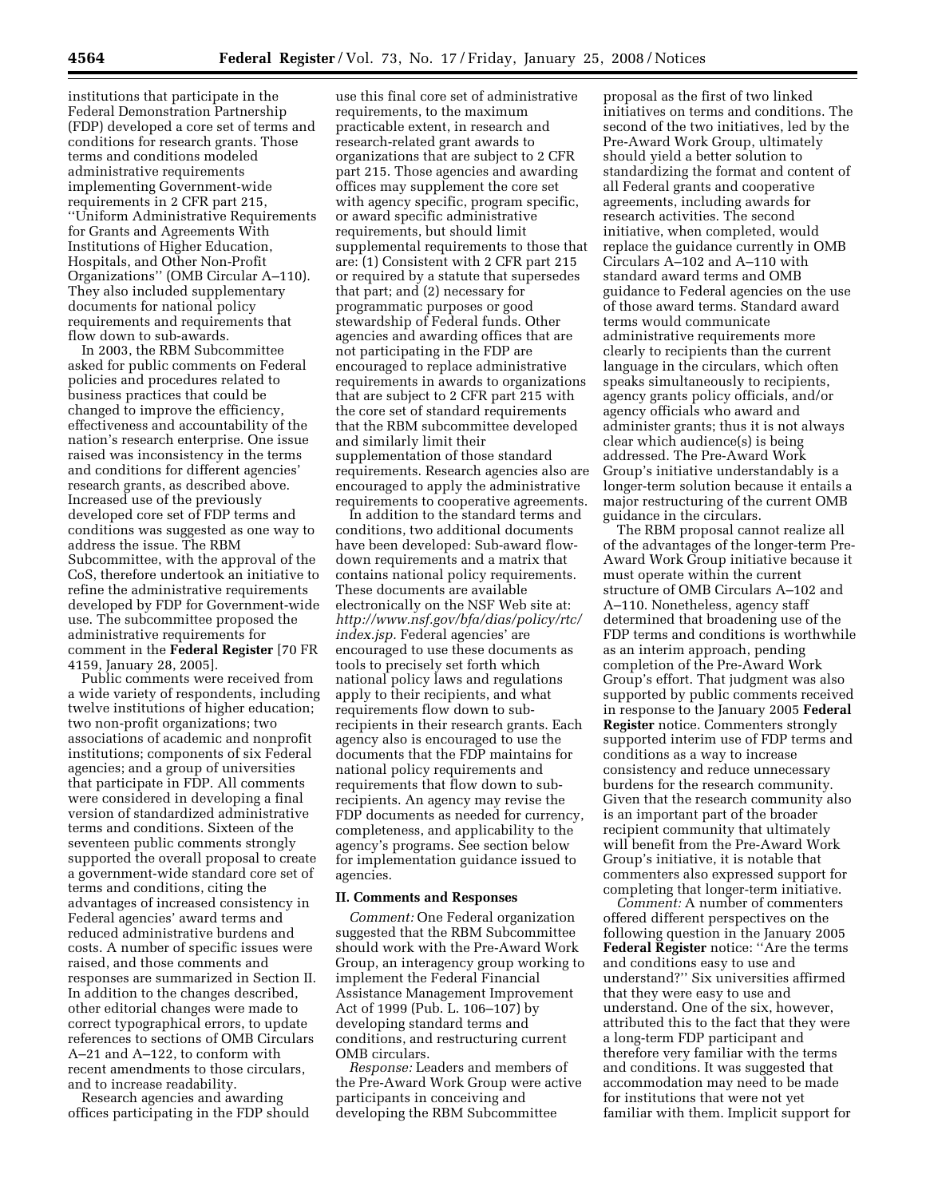institutions that participate in the Federal Demonstration Partnership (FDP) developed a core set of terms and conditions for research grants. Those terms and conditions modeled administrative requirements implementing Government-wide requirements in 2 CFR part 215, ''Uniform Administrative Requirements for Grants and Agreements With Institutions of Higher Education, Hospitals, and Other Non-Profit Organizations'' (OMB Circular A–110). They also included supplementary documents for national policy requirements and requirements that flow down to sub-awards.

In 2003, the RBM Subcommittee asked for public comments on Federal policies and procedures related to business practices that could be changed to improve the efficiency, effectiveness and accountability of the nation's research enterprise. One issue raised was inconsistency in the terms and conditions for different agencies' research grants, as described above. Increased use of the previously developed core set of FDP terms and conditions was suggested as one way to address the issue. The RBM Subcommittee, with the approval of the CoS, therefore undertook an initiative to refine the administrative requirements developed by FDP for Government-wide use. The subcommittee proposed the administrative requirements for comment in the **Federal Register** [70 FR 4159, January 28, 2005].

Public comments were received from a wide variety of respondents, including twelve institutions of higher education; two non-profit organizations; two associations of academic and nonprofit institutions; components of six Federal agencies; and a group of universities that participate in FDP. All comments were considered in developing a final version of standardized administrative terms and conditions. Sixteen of the seventeen public comments strongly supported the overall proposal to create a government-wide standard core set of terms and conditions, citing the advantages of increased consistency in Federal agencies' award terms and reduced administrative burdens and costs. A number of specific issues were raised, and those comments and responses are summarized in Section II. In addition to the changes described, other editorial changes were made to correct typographical errors, to update references to sections of OMB Circulars A–21 and A–122, to conform with recent amendments to those circulars, and to increase readability.

Research agencies and awarding offices participating in the FDP should use this final core set of administrative requirements, to the maximum practicable extent, in research and research-related grant awards to organizations that are subject to 2 CFR part 215. Those agencies and awarding offices may supplement the core set with agency specific, program specific, or award specific administrative requirements, but should limit supplemental requirements to those that are: (1) Consistent with 2 CFR part 215 or required by a statute that supersedes that part; and (2) necessary for programmatic purposes or good stewardship of Federal funds. Other agencies and awarding offices that are not participating in the FDP are encouraged to replace administrative requirements in awards to organizations that are subject to 2 CFR part 215 with the core set of standard requirements that the RBM subcommittee developed and similarly limit their supplementation of those standard requirements. Research agencies also are encouraged to apply the administrative requirements to cooperative agreements.

In addition to the standard terms and conditions, two additional documents have been developed: Sub-award flow-down requirements and a matrix that contains national policy requirements. These documents are available electronically on the NSF Web site at: *http://www.nsf.gov/bfa/dias/policy/rtc/index.jsp.* Federal agencies' are encouraged to use these documents as tools to precisely set forth which national policy laws and regulations apply to their recipients, and what requirements flow down to sub-recipients in their research grants. Each agency also is encouraged to use the documents that the FDP maintains for national policy requirements and requirements that flow down to sub-recipients. An agency may revise the FDP documents as needed for currency, completeness, and applicability to the agency's programs. See section below for implementation guidance issued to agencies.

## II. Comments and Responses

*Comment:* One Federal organization suggested that the RBM Subcommittee should work with the Pre-Award Work Group, an interagency group working to implement the Federal Financial Assistance Management Improvement Act of 1999 (Pub. L. 106–107) by developing standard terms and conditions, and restructuring current OMB circulars.

*Response:* Leaders and members of the Pre-Award Work Group were active participants in conceiving and developing the RBM Subcommittee proposal as the first of two linked initiatives on terms and conditions. The second of the two initiatives, led by the Pre-Award Work Group, ultimately should yield a better solution to standardizing the format and content of all Federal grants and cooperative agreements, including awards for research activities. The second initiative, when completed, would replace the guidance currently in OMB Circulars A–102 and A–110 with standard award terms and OMB guidance to Federal agencies on the use of those award terms. Standard award terms would communicate administrative requirements more clearly to recipients than the current language in the circulars, which often speaks simultaneously to recipients, agency grants policy officials, and/or agency officials who award and administer grants; thus it is not always clear which audience(s) is being addressed. The Pre-Award Work Group's initiative understandably is a longer-term solution because it entails a major restructuring of the current OMB guidance in the circulars.

The RBM proposal cannot realize all of the advantages of the longer-term Pre-Award Work Group initiative because it must operate within the current structure of OMB Circulars A–102 and A–110. Nonetheless, agency staff determined that broadening use of the FDP terms and conditions is worthwhile as an interim approach, pending completion of the Pre-Award Work Group's effort. That judgment was also supported by public comments received in response to the January 2005 **Federal Register** notice. Commenters strongly supported interim use of FDP terms and conditions as a way to increase consistency and reduce unnecessary burdens for the research community. Given that the research community also is an important part of the broader recipient community that ultimately will benefit from the Pre-Award Work Group's initiative, it is notable that commenters also expressed support for completing that longer-term initiative.

*Comment:* A number of commenters offered different perspectives on the following question in the January 2005 **Federal Register** notice: ''Are the terms and conditions easy to use and understand?'' Six universities affirmed that they were easy to use and understand. One of the six, however, attributed this to the fact that they were a long-term FDP participant and therefore very familiar with the terms and conditions. It was suggested that accommodation may need to be made for institutions that were not yet familiar with them. Implicit support for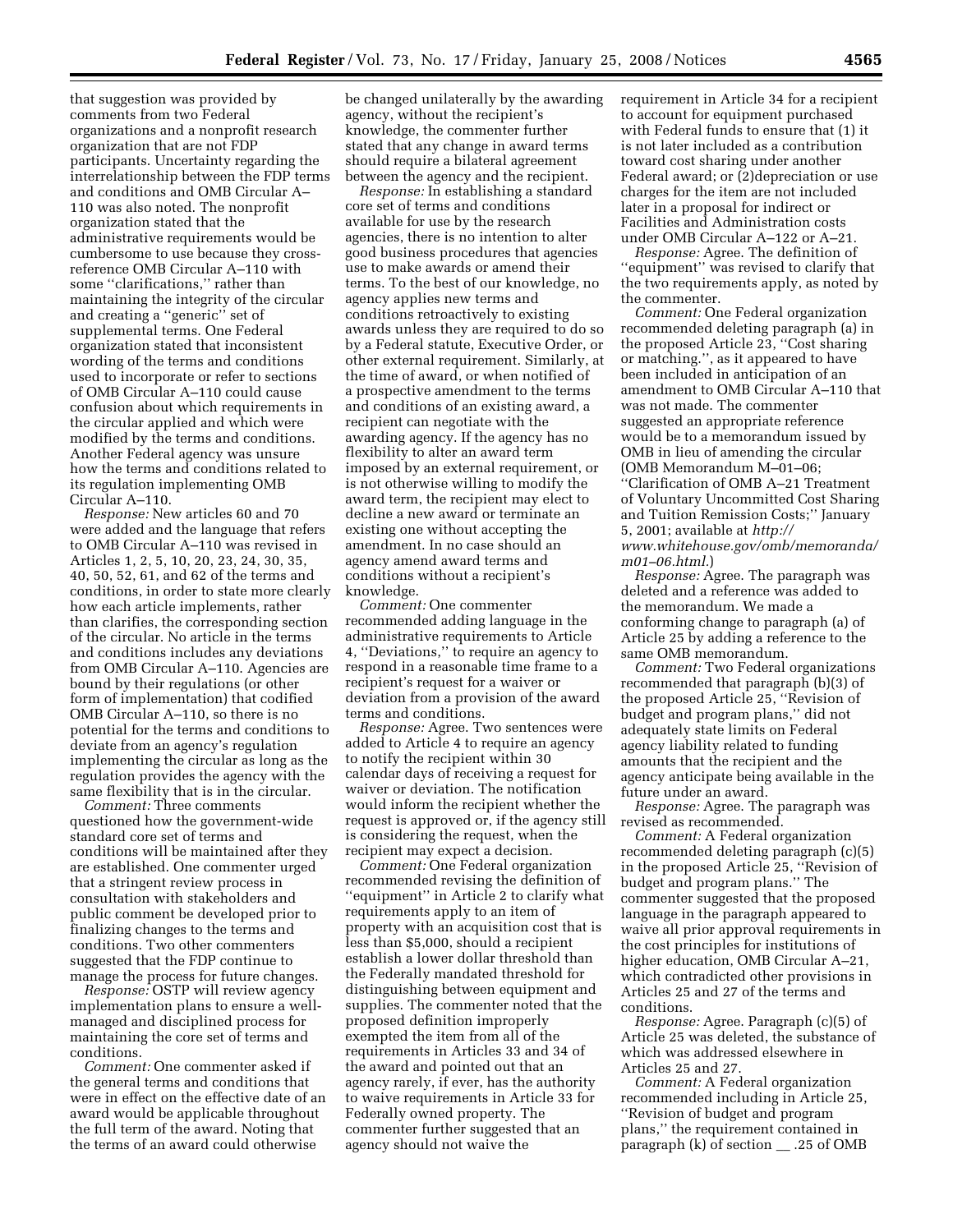that suggestion was provided by comments from two Federal organizations and a nonprofit research organization that are not FDP participants. Uncertainty regarding the interrelationship between the FDP terms and conditions and OMB Circular A–110 was also noted. The nonprofit organization stated that the administrative requirements would be cumbersome to use because they cross-reference OMB Circular A–110 with some ''clarifications,'' rather than maintaining the integrity of the circular and creating a ''generic'' set of supplemental terms. One Federal organization stated that inconsistent wording of the terms and conditions used to incorporate or refer to sections of OMB Circular A–110 could cause confusion about which requirements in the circular applied and which were modified by the terms and conditions. Another Federal agency was unsure how the terms and conditions related to its regulation implementing OMB Circular A–110.

*Response:* New articles 60 and 70 were added and the language that refers to OMB Circular A–110 was revised in Articles 1, 2, 5, 10, 20, 23, 24, 30, 35, 40, 50, 52, 61, and 62 of the terms and conditions, in order to state more clearly how each article implements, rather than clarifies, the corresponding section of the circular. No article in the terms and conditions includes any deviations from OMB Circular A–110. Agencies are bound by their regulations (or other form of implementation) that codified OMB Circular A–110, so there is no potential for the terms and conditions to deviate from an agency's regulation implementing the circular as long as the regulation provides the agency with the same flexibility that is in the circular.

*Comment:* Three comments questioned how the government-wide standard core set of terms and conditions will be maintained after they are established. One commenter urged that a stringent review process in consultation with stakeholders and public comment be developed prior to finalizing changes to the terms and conditions. Two other commenters suggested that the FDP continue to manage the process for future changes.

*Response:* OSTP will review agency implementation plans to ensure a well-managed and disciplined process for maintaining the core set of terms and conditions.

*Comment:* One commenter asked if the general terms and conditions that were in effect on the effective date of an award would be applicable throughout the full term of the award. Noting that the terms of an award could otherwise be changed unilaterally by the awarding agency, without the recipient's knowledge, the commenter further stated that any change in award terms should require a bilateral agreement between the agency and the recipient.

*Response:* In establishing a standard core set of terms and conditions available for use by the research agencies, there is no intention to alter good business procedures that agencies use to make awards or amend their terms. To the best of our knowledge, no agency applies new terms and conditions retroactively to existing awards unless they are required to do so by a Federal statute, Executive Order, or other external requirement. Similarly, at the time of award, or when notified of a prospective amendment to the terms and conditions of an existing award, a recipient can negotiate with the awarding agency. If the agency has no flexibility to alter an award term imposed by an external requirement, or is not otherwise willing to modify the award term, the recipient may elect to decline a new award or terminate an existing one without accepting the amendment. In no case should an agency amend award terms and conditions without a recipient's knowledge.

*Comment:* One commenter recommended adding language in the administrative requirements to Article 4, ''Deviations,'' to require an agency to respond in a reasonable time frame to a recipient's request for a waiver or deviation from a provision of the award terms and conditions.

*Response:* Agree. Two sentences were added to Article 4 to require an agency to notify the recipient within 30 calendar days of receiving a request for waiver or deviation. The notification would inform the recipient whether the request is approved or, if the agency still is considering the request, when the recipient may expect a decision.

*Comment:* One Federal organization recommended revising the definition of ''equipment'' in Article 2 to clarify what requirements apply to an item of property with an acquisition cost that is less than $5,000, should a recipient establish a lower dollar threshold than the Federally mandated threshold for distinguishing between equipment and supplies. The commenter noted that the proposed definition improperly exempted the item from all of the requirements in Articles 33 and 34 of the award and pointed out that an agency rarely, if ever, has the authority to waive requirements in Article 33 for Federally owned property. The commenter further suggested that an agency should not waive the requirement in Article 34 for a recipient to account for equipment purchased with Federal funds to ensure that (1) it is not later included as a contribution toward cost sharing under another Federal award; or (2)depreciation or use charges for the item are not included later in a proposal for indirect or Facilities and Administration costs under OMB Circular A–122 or A–21.

*Response:* Agree. The definition of ''equipment'' was revised to clarify that the two requirements apply, as noted by the commenter.

*Comment:* One Federal organization recommended deleting paragraph (a) in the proposed Article 23, ''Cost sharing or matching.'', as it appeared to have been included in anticipation of an amendment to OMB Circular A–110 that was not made. The commenter suggested an appropriate reference would be to a memorandum issued by OMB in lieu of amending the circular (OMB Memorandum M–01–06; ''Clarification of OMB A–21 Treatment of Voluntary Uncommitted Cost Sharing and Tuition Remission Costs;'' January 5, 2001; available at *http://www.whitehouse.gov/omb/memoranda/m01–06.html.*)

*Response:* Agree. The paragraph was deleted and a reference was added to the memorandum. We made a conforming change to paragraph (a) of Article 25 by adding a reference to the same OMB memorandum.

*Comment:* Two Federal organizations recommended that paragraph (b)(3) of the proposed Article 25, ''Revision of budget and program plans,'' did not adequately state limits on Federal agency liability related to funding amounts that the recipient and the agency anticipate being available in the future under an award.

*Response:* Agree. The paragraph was revised as recommended.

*Comment:* A Federal organization recommended deleting paragraph (c)(5) in the proposed Article 25, ''Revision of budget and program plans.'' The commenter suggested that the proposed language in the paragraph appeared to waive all prior approval requirements in the cost principles for institutions of higher education, OMB Circular A–21, which contradicted other provisions in Articles 25 and 27 of the terms and conditions.

*Response:* Agree. Paragraph (c)(5) of Article 25 was deleted, the substance of which was addressed elsewhere in Articles 25 and 27.

*Comment:* A Federal organization recommended including in Article 25, ''Revision of budget and program plans,'' the requirement contained in paragraph (k) of section __ .25 of OMB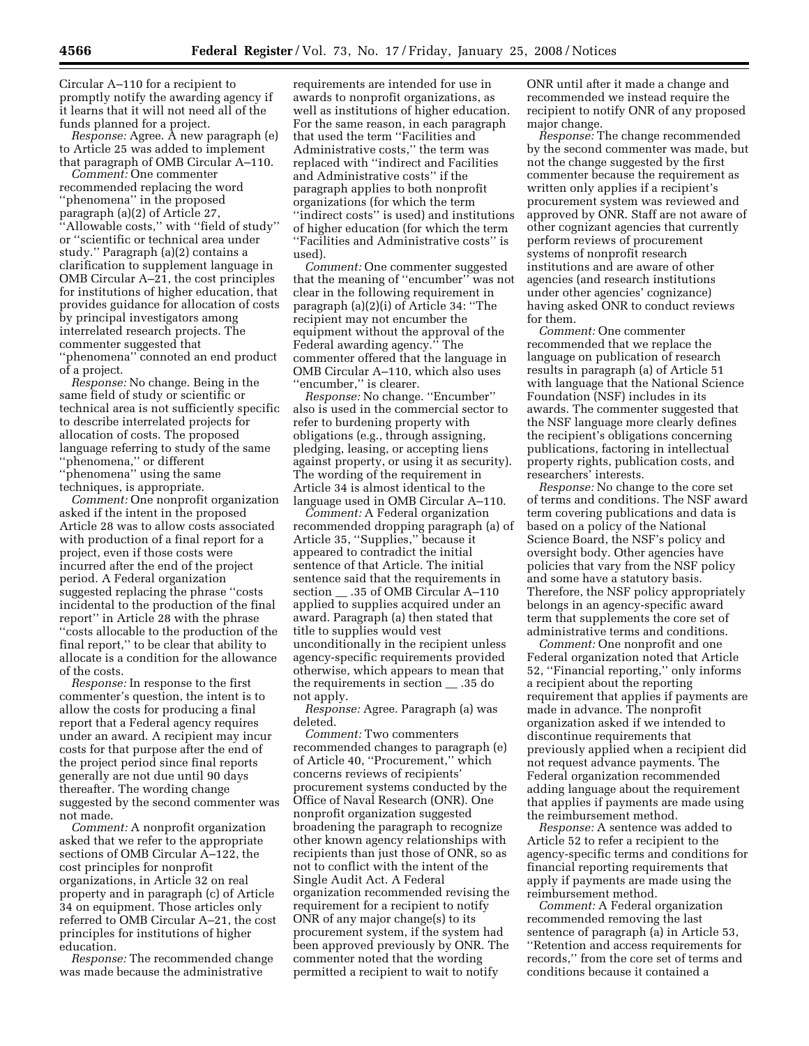Circular A–110 for a recipient to promptly notify the awarding agency if it learns that it will not need all of the funds planned for a project.

*Response:* Agree. A new paragraph (e) to Article 25 was added to implement that paragraph of OMB Circular A–110.

*Comment:* One commenter recommended replacing the word ''phenomena'' in the proposed paragraph (a)(2) of Article 27, ''Allowable costs,'' with ''field of study'' or ''scientific or technical area under study.'' Paragraph (a)(2) contains a clarification to supplement language in OMB Circular A–21, the cost principles for institutions of higher education, that provides guidance for allocation of costs by principal investigators among interrelated research projects. The commenter suggested that ''phenomena'' connoted an end product of a project.

*Response:* No change. Being in the same field of study or scientific or technical area is not sufficiently specific to describe interrelated projects for allocation of costs. The proposed language referring to study of the same ''phenomena,'' or different ''phenomena'' using the same techniques, is appropriate.

*Comment:* One nonprofit organization asked if the intent in the proposed Article 28 was to allow costs associated with production of a final report for a project, even if those costs were incurred after the end of the project period. A Federal organization suggested replacing the phrase ''costs incidental to the production of the final report'' in Article 28 with the phrase ''costs allocable to the production of the final report,'' to be clear that ability to allocate is a condition for the allowance of the costs.

*Response:* In response to the first commenter's question, the intent is to allow the costs for producing a final report that a Federal agency requires under an award. A recipient may incur costs for that purpose after the end of the project period since final reports generally are not due until 90 days thereafter. The wording change suggested by the second commenter was not made.

*Comment:* A nonprofit organization asked that we refer to the appropriate sections of OMB Circular A–122, the cost principles for nonprofit organizations, in Article 32 on real property and in paragraph (c) of Article 34 on equipment. Those articles only referred to OMB Circular A–21, the cost principles for institutions of higher education.

*Response:* The recommended change was made because the administrative requirements are intended for use in awards to nonprofit organizations, as well as institutions of higher education. For the same reason, in each paragraph that used the term ''Facilities and Administrative costs,'' the term was replaced with ''indirect and Facilities and Administrative costs'' if the paragraph applies to both nonprofit organizations (for which the term ''indirect costs'' is used) and institutions of higher education (for which the term ''Facilities and Administrative costs'' is used).

*Comment:* One commenter suggested that the meaning of ''encumber'' was not clear in the following requirement in paragraph (a)(2)(i) of Article 34: ''The recipient may not encumber the equipment without the approval of the Federal awarding agency.'' The commenter offered that the language in OMB Circular A–110, which also uses ''encumber,'' is clearer.

*Response:* No change. ''Encumber'' also is used in the commercial sector to refer to burdening property with obligations (e.g., through assigning, pledging, leasing, or accepting liens against property, or using it as security). The wording of the requirement in Article 34 is almost identical to the language used in OMB Circular A–110.

*Comment:* A Federal organization recommended dropping paragraph (a) of Article 35, ''Supplies,'' because it appeared to contradict the initial sentence of that Article. The initial sentence said that the requirements in section __ .35 of OMB Circular A–110 applied to supplies acquired under an award. Paragraph (a) then stated that title to supplies would vest unconditionally in the recipient unless agency-specific requirements provided otherwise, which appears to mean that the requirements in section __ .35 do not apply.

*Response:* Agree. Paragraph (a) was deleted.

*Comment:* Two commenters recommended changes to paragraph (e) of Article 40, ''Procurement,'' which concerns reviews of recipients' procurement systems conducted by the Office of Naval Research (ONR). One nonprofit organization suggested broadening the paragraph to recognize other known agency relationships with recipients than just those of ONR, so as not to conflict with the intent of the Single Audit Act. A Federal organization recommended revising the requirement for a recipient to notify ONR of any major change(s) to its procurement system, if the system had been approved previously by ONR. The commenter noted that the wording permitted a recipient to wait to notify ONR until after it made a change and recommended we instead require the recipient to notify ONR of any proposed major change.

*Response:* The change recommended by the second commenter was made, but not the change suggested by the first commenter because the requirement as written only applies if a recipient's procurement system was reviewed and approved by ONR. Staff are not aware of other cognizant agencies that currently perform reviews of procurement systems of nonprofit research institutions and are aware of other agencies (and research institutions under other agencies' cognizance) having asked ONR to conduct reviews for them.

*Comment:* One commenter recommended that we replace the language on publication of research results in paragraph (a) of Article 51 with language that the National Science Foundation (NSF) includes in its awards. The commenter suggested that the NSF language more clearly defines the recipient's obligations concerning publications, factoring in intellectual property rights, publication costs, and researchers' interests.

*Response:* No change to the core set of terms and conditions. The NSF award term covering publications and data is based on a policy of the National Science Board, the NSF's policy and oversight body. Other agencies have policies that vary from the NSF policy and some have a statutory basis. Therefore, the NSF policy appropriately belongs in an agency-specific award term that supplements the core set of administrative terms and conditions.

*Comment:* One nonprofit and one Federal organization noted that Article 52, ''Financial reporting,'' only informs a recipient about the reporting requirement that applies if payments are made in advance. The nonprofit organization asked if we intended to discontinue requirements that previously applied when a recipient did not request advance payments. The Federal organization recommended adding language about the requirement that applies if payments are made using the reimbursement method.

*Response:* A sentence was added to Article 52 to refer a recipient to the agency-specific terms and conditions for financial reporting requirements that apply if payments are made using the reimbursement method.

*Comment:* A Federal organization recommended removing the last sentence of paragraph (a) in Article 53, ''Retention and access requirements for records,'' from the core set of terms and conditions because it contained a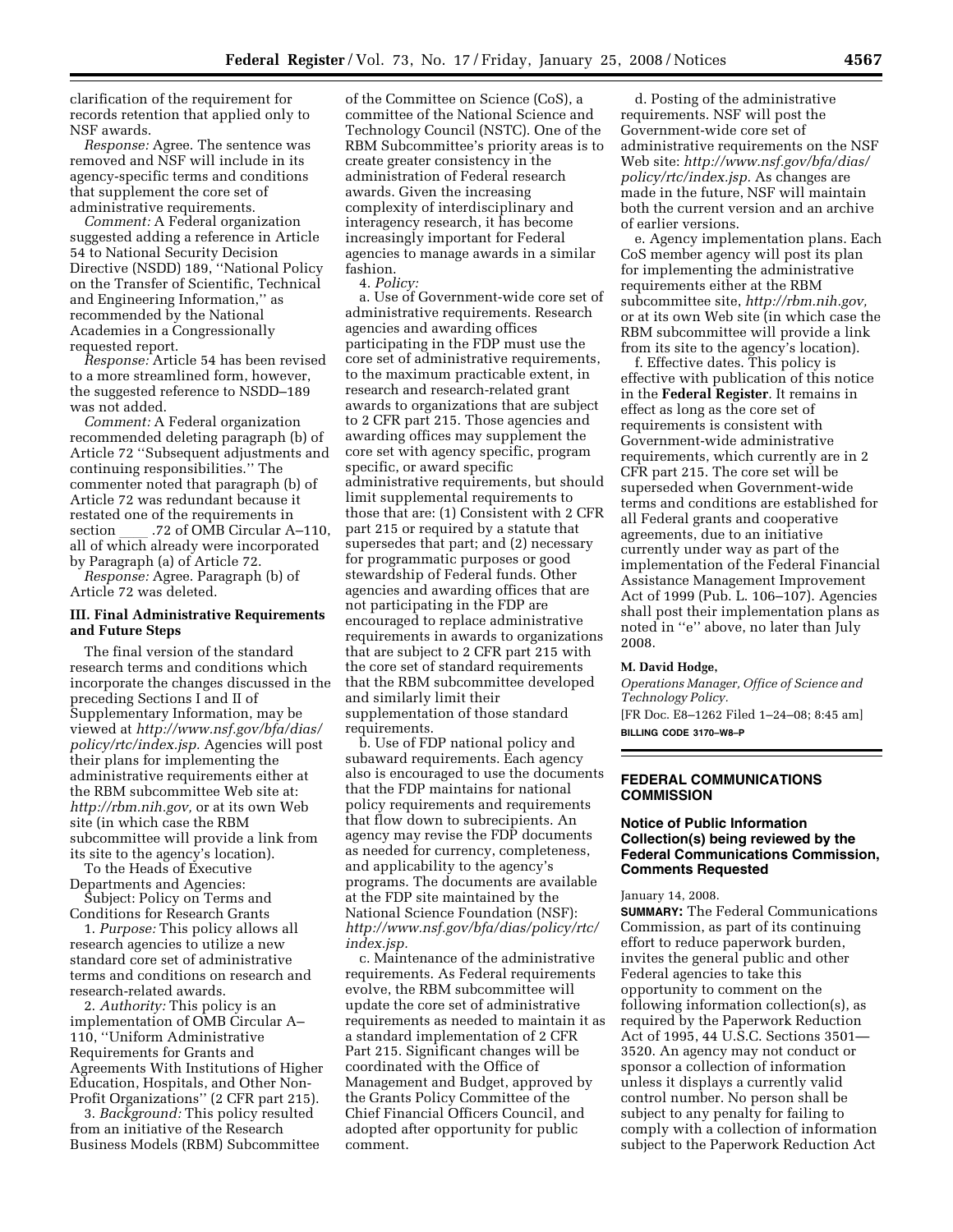clarification of the requirement for records retention that applied only to NSF awards.

*Response:* Agree. The sentence was removed and NSF will include in its agency-specific terms and conditions that supplement the core set of administrative requirements.

*Comment:* A Federal organization suggested adding a reference in Article 54 to National Security Decision Directive (NSDD) 189, ''National Policy on the Transfer of Scientific, Technical and Engineering Information,'' as recommended by the National Academies in a Congressionally requested report.

*Response:* Article 54 has been revised to a more streamlined form, however, the suggested reference to NSDD–189 was not added.

*Comment:* A Federal organization recommended deleting paragraph (b) of Article 72 ''Subsequent adjustments and continuing responsibilities.'' The commenter noted that paragraph (b) of Article 72 was redundant because it restated one of the requirements in section ____ .72 of OMB Circular A–110, all of which already were incorporated by Paragraph (a) of Article 72.

*Response:* Agree. Paragraph (b) of Article 72 was deleted.

### III. Final Administrative Requirements and Future Steps

The final version of the standard research terms and conditions which incorporate the changes discussed in the preceding Sections I and II of Supplementary Information, may be viewed at *http://www.nsf.gov/bfa/dias/policy/rtc/index.jsp.* Agencies will post their plans for implementing the administrative requirements either at the RBM subcommittee Web site at: *http://rbm.nih.gov,* or at its own Web site (in which case the RBM subcommittee will provide a link from its site to the agency's location).

To the Heads of Executive Departments and Agencies:

Subject: Policy on Terms and Conditions for Research Grants

1. *Purpose:* This policy allows all research agencies to utilize a new standard core set of administrative terms and conditions on research and research-related awards.

2. *Authority:* This policy is an implementation of OMB Circular A–110, ''Uniform Administrative Requirements for Grants and Agreements With Institutions of Higher Education, Hospitals, and Other Non-Profit Organizations'' (2 CFR part 215).

3. *Background:* This policy resulted from an initiative of the Research Business Models (RBM) Subcommittee of the Committee on Science (CoS), a committee of the National Science and Technology Council (NSTC). One of the RBM Subcommittee's priority areas is to create greater consistency in the administration of Federal research awards. Given the increasing complexity of interdisciplinary and interagency research, it has become increasingly important for Federal agencies to manage awards in a similar fashion.

4. *Policy:*

a. Use of Government-wide core set of administrative requirements. Research agencies and awarding offices participating in the FDP must use the core set of administrative requirements, to the maximum practicable extent, in research and research-related grant awards to organizations that are subject to 2 CFR part 215. Those agencies and awarding offices may supplement the core set with agency specific, program specific, or award specific administrative requirements, but should limit supplemental requirements to those that are: (1) Consistent with 2 CFR part 215 or required by a statute that supersedes that part; and (2) necessary for programmatic purposes or good stewardship of Federal funds. Other agencies and awarding offices that are not participating in the FDP are encouraged to replace administrative requirements in awards to organizations that are subject to 2 CFR part 215 with the core set of standard requirements that the RBM subcommittee developed and similarly limit their supplementation of those standard requirements.

b. Use of FDP national policy and subaward requirements. Each agency also is encouraged to use the documents that the FDP maintains for national policy requirements and requirements that flow down to subrecipients. An agency may revise the FDP documents as needed for currency, completeness, and applicability to the agency's programs. The documents are available at the FDP site maintained by the National Science Foundation (NSF): *http://www.nsf.gov/bfa/dias/policy/rtc/index.jsp.*

c. Maintenance of the administrative requirements. As Federal requirements evolve, the RBM subcommittee will update the core set of administrative requirements as needed to maintain it as a standard implementation of 2 CFR Part 215. Significant changes will be coordinated with the Office of Management and Budget, approved by the Grants Policy Committee of the Chief Financial Officers Council, and adopted after opportunity for public comment.

d. Posting of the administrative requirements. NSF will post the Government-wide core set of administrative requirements on the NSF Web site: *http://www.nsf.gov/bfa/dias/policy/rtc/index.jsp.* As changes are made in the future, NSF will maintain both the current version and an archive of earlier versions.

e. Agency implementation plans. Each CoS member agency will post its plan for implementing the administrative requirements either at the RBM subcommittee site, *http://rbm.nih.gov,* or at its own Web site (in which case the RBM subcommittee will provide a link from its site to the agency's location).

f. Effective dates. This policy is effective with publication of this notice in the **Federal Register**. It remains in effect as long as the core set of requirements is consistent with Government-wide administrative requirements, which currently are in 2 CFR part 215. The core set will be superseded when Government-wide terms and conditions are established for all Federal grants and cooperative agreements, due to an initiative currently under way as part of the implementation of the Federal Financial Assistance Management Improvement Act of 1999 (Pub. L. 106–107). Agencies shall post their implementation plans as noted in ''e'' above, no later than July 2008.

**M. David Hodge,**

*Operations Manager, Office of Science and Technology Policy.*

[FR Doc. E8–1262 Filed 1–24–08; 8:45 am]

**BILLING CODE 3170–W8–P**

## FEDERAL COMMUNICATIONS COMMISSION

### Notice of Public Information Collection(s) being reviewed by the Federal Communications Commission, Comments Requested

January 14, 2008.

**SUMMARY:** The Federal Communications Commission, as part of its continuing effort to reduce paperwork burden, invites the general public and other Federal agencies to take this opportunity to comment on the following information collection(s), as required by the Paperwork Reduction Act of 1995, 44 U.S.C. Sections 3501—3520. An agency may not conduct or sponsor a collection of information unless it displays a currently valid control number. No person shall be subject to any penalty for failing to comply with a collection of information subject to the Paperwork Reduction Act